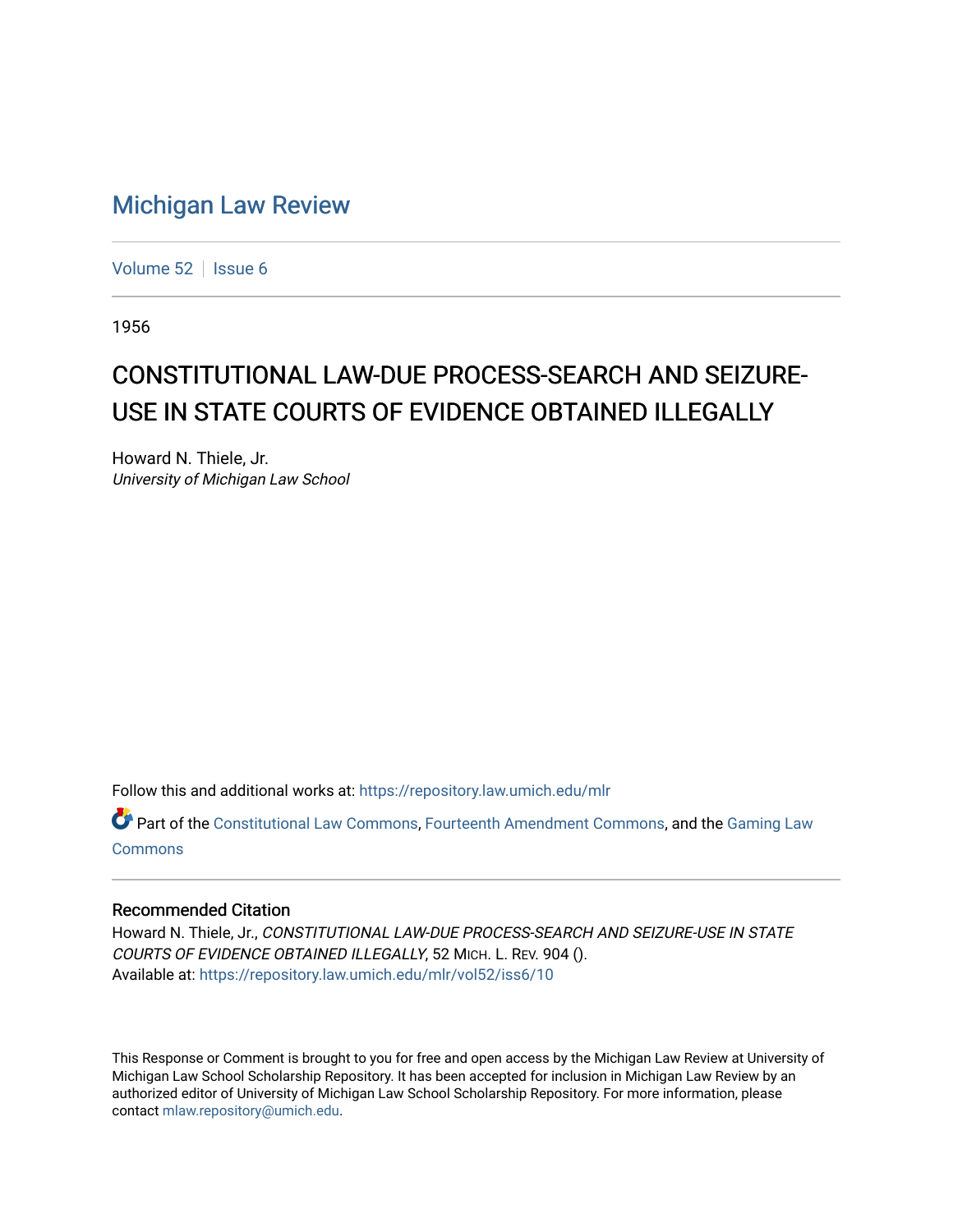# Michigan Law Review

Volume 52 | Issue 6

1956

## CONSTITUTIONAL LAW-DUE PROCESS-SEARCH AND SEIZURE-USE IN STATE COURTS OF EVIDENCE OBTAINED ILLEGALLY

Howard N. Thiele, Jr.
*University of Michigan Law School*

Follow this and additional works at: https://repository.law.umich.edu/mlr

Part of the Constitutional Law Commons, Fourteenth Amendment Commons, and the Gaming Law Commons

### Recommended Citation

Howard N. Thiele, Jr., *CONSTITUTIONAL LAW-DUE PROCESS-SEARCH AND SEIZURE-USE IN STATE COURTS OF EVIDENCE OBTAINED ILLEGALLY*, 52 MICH. L. REV. 904 ().
Available at: https://repository.law.umich.edu/mlr/vol52/iss6/10

This Response or Comment is brought to you for free and open access by the Michigan Law Review at University of Michigan Law School Scholarship Repository. It has been accepted for inclusion in Michigan Law Review by an authorized editor of University of Michigan Law School Scholarship Repository. For more information, please contact mlaw.repository@umich.edu.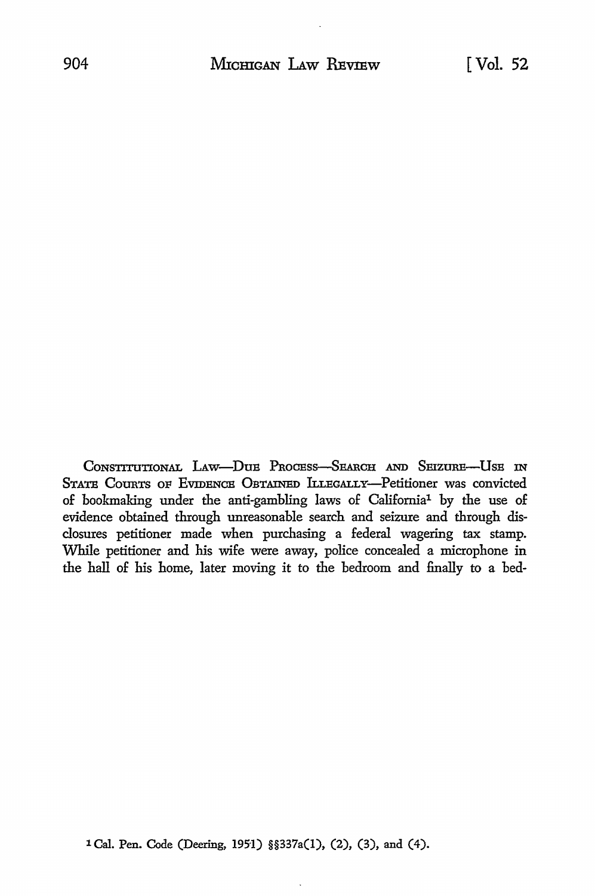CONSTITUTIONAL LAW—DUE PROCESS—SEARCH AND SEIZURE—USE IN STATE COURTS OF EVIDENCE OBTAINED ILLEGALLY—Petitioner was convicted of bookmaking under the anti-gambling laws of California[1] by the use of evidence obtained through unreasonable search and seizure and through disclosures petitioner made when purchasing a federal wagering tax stamp. While petitioner and his wife were away, police concealed a microphone in the hall of his home, later moving it to the bedroom and finally to a bed-

[1] Cal. Pen. Code (Deering, 1951) §§337a(1), (2), (3), and (4).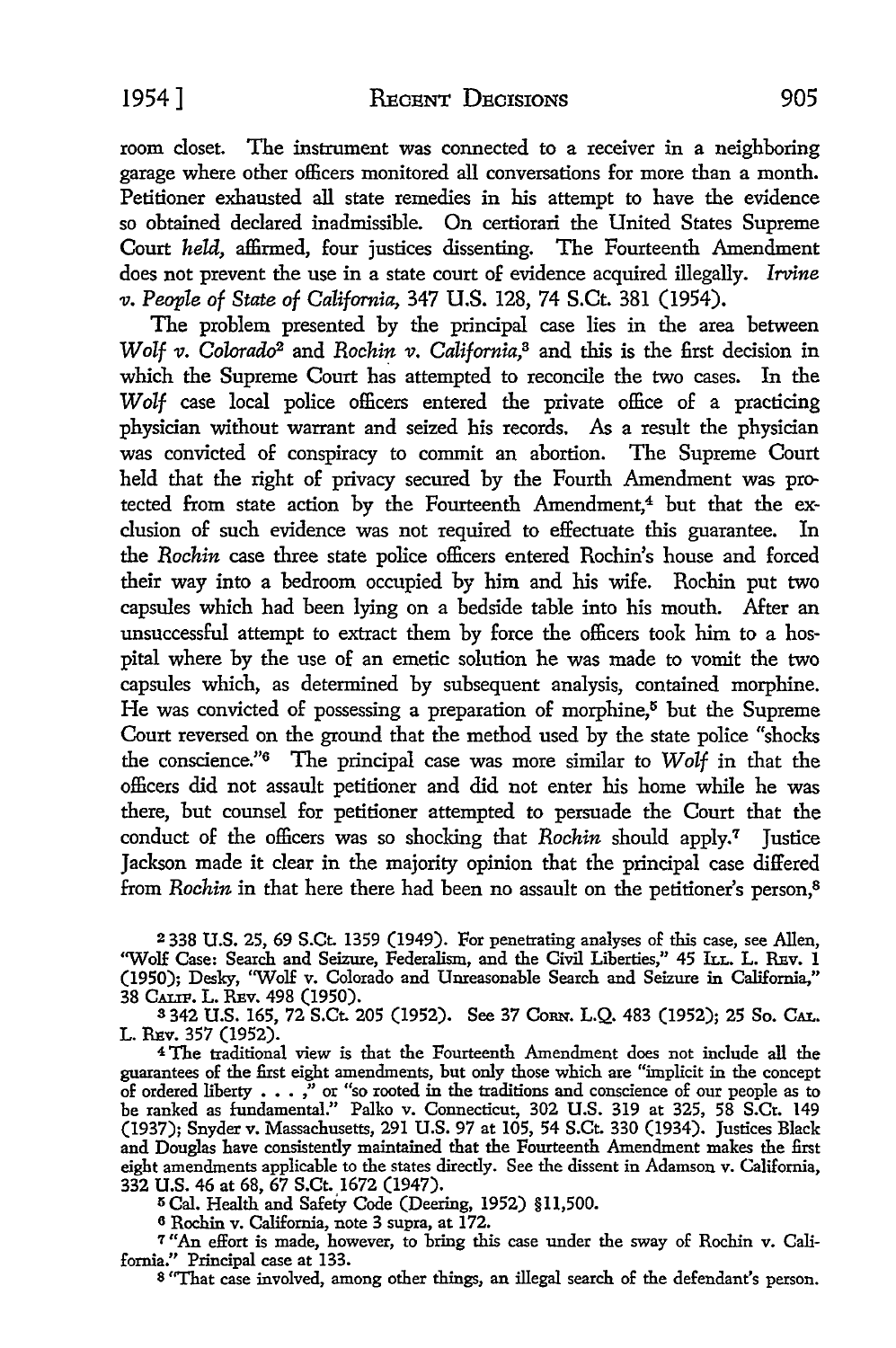room closet. The instrument was connected to a receiver in a neighboring garage where other officers monitored all conversations for more than a month. Petitioner exhausted all state remedies in his attempt to have the evidence so obtained declared inadmissible. On certiorari the United States Supreme Court *held,* affirmed, four justices dissenting. The Fourteenth Amendment does not prevent the use in a state court of evidence acquired illegally. *Irvine v. People of State of California,* 347 U.S. 128, 74 S.Ct. 381 (1954).

The problem presented by the principal case lies in the area between *Wolf v. Colorado*[2] and *Rochin v. California,*[3] and this is the first decision in which the Supreme Court has attempted to reconcile the two cases. In the *Wolf* case local police officers entered the private office of a practicing physician without warrant and seized his records. As a result the physician was convicted of conspiracy to commit an abortion. The Supreme Court held that the right of privacy secured by the Fourth Amendment was protected from state action by the Fourteenth Amendment,[4] but that the exclusion of such evidence was not required to effectuate this guarantee. In the *Rochin* case three state police officers entered Rochin's house and forced their way into a bedroom occupied by him and his wife. Rochin put two capsules which had been lying on a bedside table into his mouth. After an unsuccessful attempt to extract them by force the officers took him to a hospital where by the use of an emetic solution he was made to vomit the two capsules which, as determined by subsequent analysis, contained morphine. He was convicted of possessing a preparation of morphine,[5] but the Supreme Court reversed on the ground that the method used by the state police "shocks the conscience."[6] The principal case was more similar to *Wolf* in that the officers did not assault petitioner and did not enter his home while he was there, but counsel for petitioner attempted to persuade the Court that the conduct of the officers was so shocking that *Rochin* should apply.[7] Justice Jackson made it clear in the majority opinion that the principal case differed from *Rochin* in that here there had been no assault on the petitioner's person,[8]

---

[2] 338 U.S. 25, 69 S.Ct. 1359 (1949). For penetrating analyses of this case, see Allen, "Wolf Case: Search and Seizure, Federalism, and the Civil Liberties," 45 ILL. L. REV. 1 (1950); Desky, "Wolf v. Colorado and Unreasonable Search and Seizure in California," 38 CALIF. L. REV. 498 (1950).

[3] 342 U.S. 165, 72 S.Ct. 205 (1952). See 37 CORN. L.Q. 483 (1952); 25 SO. CAL. L. REV. 357 (1952).

[4] The traditional view is that the Fourteenth Amendment does not include all the guarantees of the first eight amendments, but only those which are "implicit in the concept of ordered liberty . . . ," or "so rooted in the traditions and conscience of our people as to be ranked as fundamental." Palko v. Connecticut, 302 U.S. 319 at 325, 58 S.Ct. 149 (1937); Snyder v. Massachusetts, 291 U.S. 97 at 105, 54 S.Ct. 330 (1934). Justices Black and Douglas have consistently maintained that the Fourteenth Amendment makes the first eight amendments applicable to the states directly. See the dissent in Adamson v. California, 332 U.S. 46 at 68, 67 S.Ct. 1672 (1947).

[5] Cal. Health and Safety Code (Deering, 1952) §11,500.

[6] Rochin v. California, note 3 supra, at 172.

[7] "An effort is made, however, to bring this case under the sway of Rochin v. California." Principal case at 133.

[8] "That case involved, among other things, an illegal search of the defendant's person.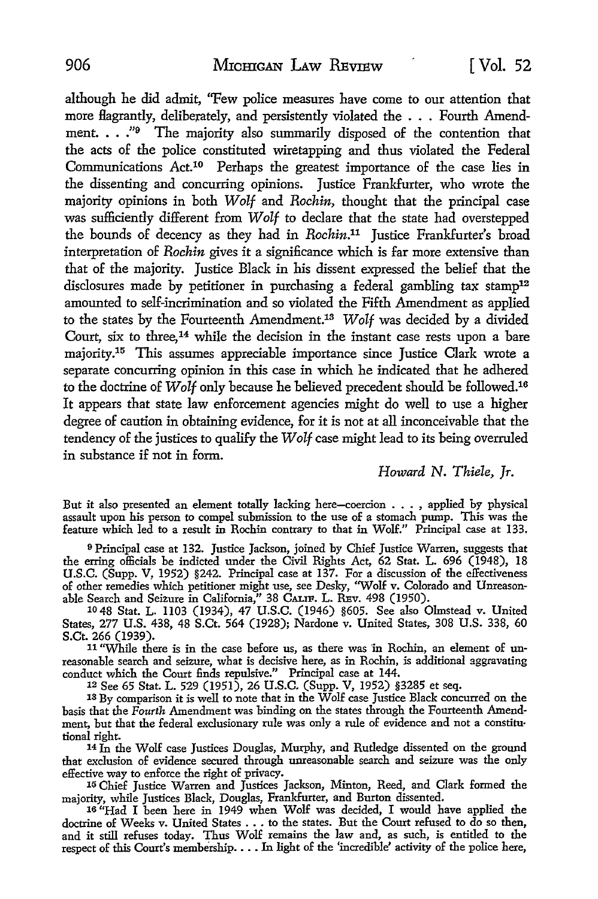although he did admit, "Few police measures have come to our attention that more flagrantly, deliberately, and persistently violated the . . . Fourth Amendment. . . ."[9] The majority also summarily disposed of the contention that the acts of the police constituted wiretapping and thus violated the Federal Communications Act.[10] Perhaps the greatest importance of the case lies in the dissenting and concurring opinions. Justice Frankfurter, who wrote the majority opinions in both *Wolf* and *Rochin,* thought that the principal case was sufficiently different from *Wolf* to declare that the state had overstepped the bounds of decency as they had in *Rochin.*[11] Justice Frankfurter's broad interpretation of *Rochin* gives it a significance which is far more extensive than that of the majority. Justice Black in his dissent expressed the belief that the disclosures made by petitioner in purchasing a federal gambling tax stamp[12] amounted to self-incrimination and so violated the Fifth Amendment as applied to the states by the Fourteenth Amendment.[13] *Wolf* was decided by a divided Court, six to three,[14] while the decision in the instant case rests upon a bare majority.[15] This assumes appreciable importance since Justice Clark wrote a separate concurring opinion in this case in which he indicated that he adhered to the doctrine of *Wolf* only because he believed precedent should be followed.[16] It appears that state law enforcement agencies might do well to use a higher degree of caution in obtaining evidence, for it is not at all inconceivable that the tendency of the justices to qualify the *Wolf* case might lead to its being overruled in substance if not in form.

*Howard N. Thiele, Jr.*

---

But it also presented an element totally lacking here—coercion . . . , applied by physical assault upon his person to compel submission to the use of a stomach pump. This was the feature which led to a result in Rochin contrary to that in Wolf." Principal case at 133.

[9] Principal case at 132. Justice Jackson, joined by Chief Justice Warren, suggests that the erring officials be indicted under the Civil Rights Act, 62 Stat. L. 696 (1948), 18 U.S.C. (Supp. V, 1952) §242. Principal case at 137. For a discussion of the effectiveness of other remedies which petitioner might use, see Desky, "Wolf v. Colorado and Unreasonable Search and Seizure in California," 38 CALIF. L. REV. 498 (1950).

[10] 48 Stat. L. 1103 (1934), 47 U.S.C. (1946) §605. See also Olmstead v. United States, 277 U.S. 438, 48 S.Ct. 564 (1928); Nardone v. United States, 308 U.S. 338, 60 S.Ct. 266 (1939).

[11] "While there is in the case before us, as there was in Rochin, an element of unreasonable search and seizure, what is decisive here, as in Rochin, is additional aggravating conduct which the Court finds repulsive." Principal case at 144.

[12] See 65 Stat. L. 529 (1951), 26 U.S.C. (Supp. V, 1952) §3285 et seq.

[13] By comparison it is well to note that in the Wolf case Justice Black concurred on the basis that the *Fourth* Amendment was binding on the states through the Fourteenth Amendment, but that the federal exclusionary rule was only a rule of evidence and not a constitutional right.

[14] In the Wolf case Justices Douglas, Murphy, and Rutledge dissented on the ground that exclusion of evidence secured through unreasonable search and seizure was the only effective way to enforce the right of privacy.

[15] Chief Justice Warren and Justices Jackson, Minton, Reed, and Clark formed the majority, while Justices Black, Douglas, Frankfurter, and Burton dissented.

[16] "Had I been here in 1949 when Wolf was decided, I would have applied the doctrine of Weeks v. United States . . . to the states. But the Court refused to do so then, and it still refuses today. Thus Wolf remains the law and, as such, is entitled to the respect of this Court's membership. . . . In light of the 'incredible' activity of the police here,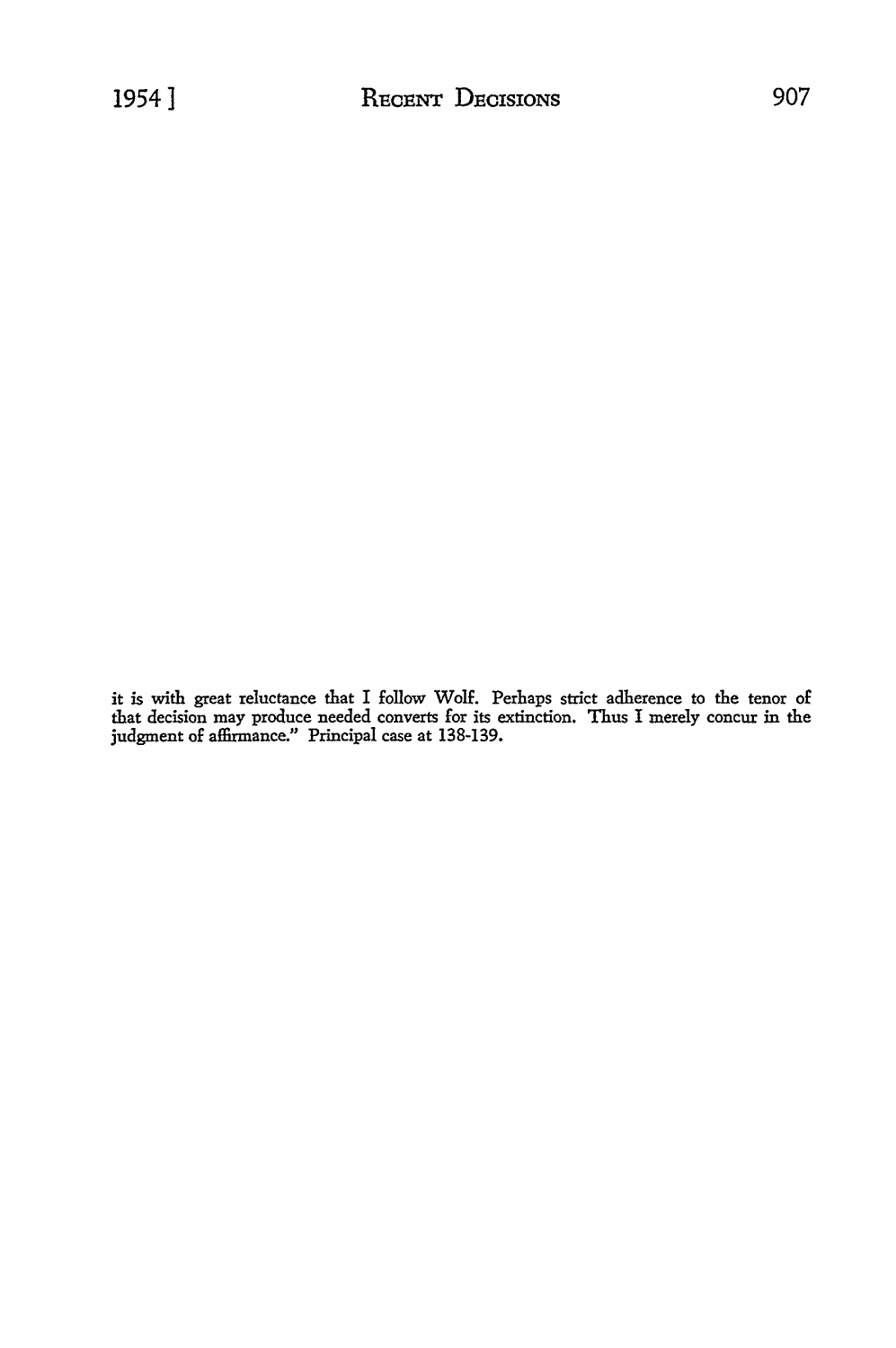it is with great reluctance that I follow Wolf. Perhaps strict adherence to the tenor of that decision may produce needed converts for its extinction. Thus I merely concur in the judgment of affirmance." Principal case at 138-139.